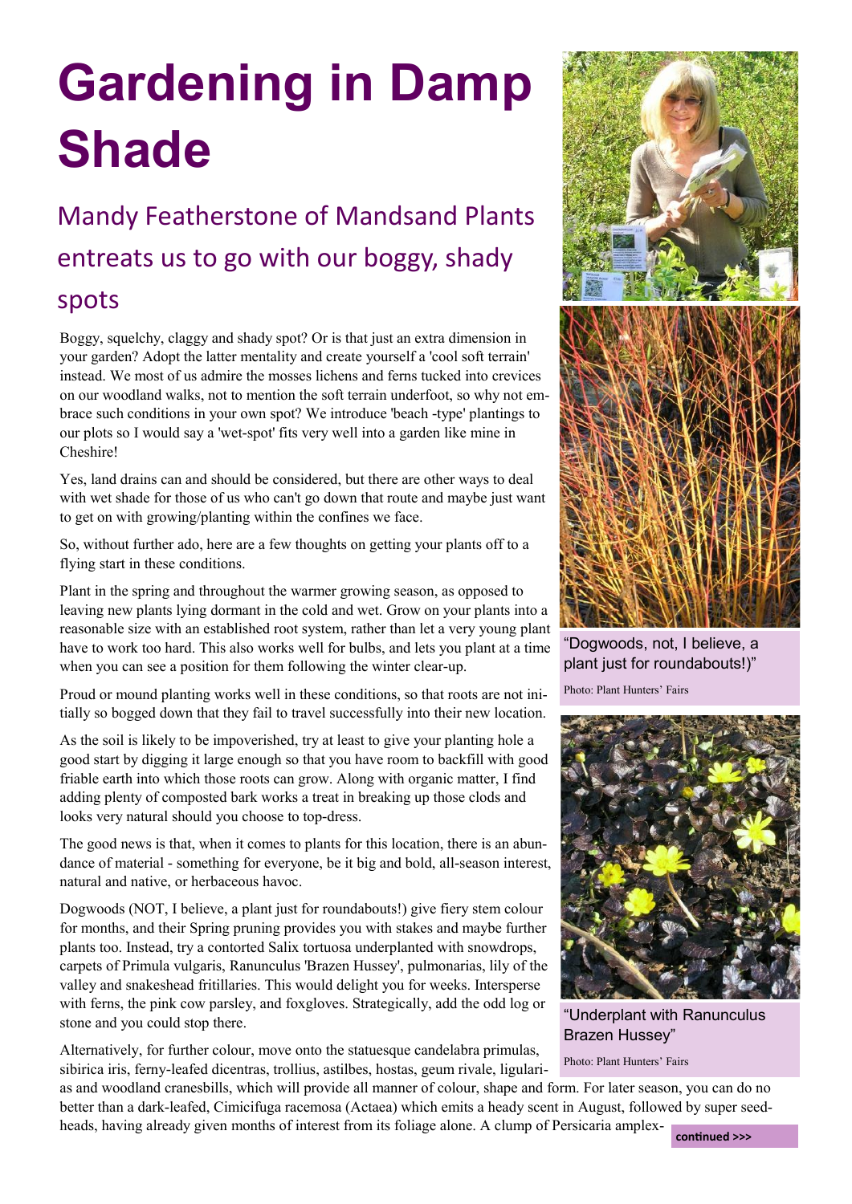# Gardening in Damp Shade

## Mandy Featherstone of Mandsand Plants entreats us to go with our boggy, shady spots

Boggy, squelchy, claggy and shady spot? Or is that just an extra dimension in your garden? Adopt the latter mentality and create yourself a 'cool soft terrain' instead. We most of us admire the mosses lichens and ferns tucked into crevices on our woodland walks, not to mention the soft terrain underfoot, so why not embrace such conditions in your own spot? We introduce 'beach -type' plantings to our plots so I would say a 'wet-spot' fits very well into a garden like mine in Cheshire!

Yes, land drains can and should be considered, but there are other ways to deal with wet shade for those of us who can't go down that route and maybe just want to get on with growing/planting within the confines we face.

So, without further ado, here are a few thoughts on getting your plants off to a flying start in these conditions.

Plant in the spring and throughout the warmer growing season, as opposed to leaving new plants lying dormant in the cold and wet. Grow on your plants into a reasonable size with an established root system, rather than let a very young plant have to work too hard. This also works well for bulbs, and lets you plant at a time when you can see a position for them following the winter clear-up.

Proud or mound planting works well in these conditions, so that roots are not initially so bogged down that they fail to travel successfully into their new location.

As the soil is likely to be impoverished, try at least to give your planting hole a good start by digging it large enough so that you have room to backfill with good friable earth into which those roots can grow. Along with organic matter, I find adding plenty of composted bark works a treat in breaking up those clods and looks very natural should you choose to top-dress.

The good news is that, when it comes to plants for this location, there is an abundance of material - something for everyone, be it big and bold, all-season interest, natural and native, or herbaceous havoc.

Dogwoods (NOT, I believe, a plant just for roundabouts!) give fiery stem colour for months, and their Spring pruning provides you with stakes and maybe further plants too. Instead, try a contorted Salix tortuosa underplanted with snowdrops, carpets of Primula vulgaris, Ranunculus 'Brazen Hussey', pulmonarias, lily of the valley and snakeshead fritillaries. This would delight you for weeks. Intersperse with ferns, the pink cow parsley, and foxgloves. Strategically, add the odd log or stone and you could stop there.

Alternatively, for further colour, move onto the statuesque candelabra primulas, sibirica iris, ferny-leafed dicentras, trollius, astilbes, hostas, geum rivale, ligularias and woodland cranesbills, which will provide all manner of colour, shape and form. For later season, you can do no better than a dark-leafed, Cimicifuga racemosa (Actaea) which emits a heady scent in August, followed by super seedheads, having already given months of interest from its foliage alone. A clump of Persicaria amplex-

"Dogwoods, not, I believe, a plant just for roundabouts!)"

Photo: Plant Hunters' Fairs

"Underplant with Ranunculus Brazen Hussey"

Photo: Plant Hunters' Fairs

**continued >>>**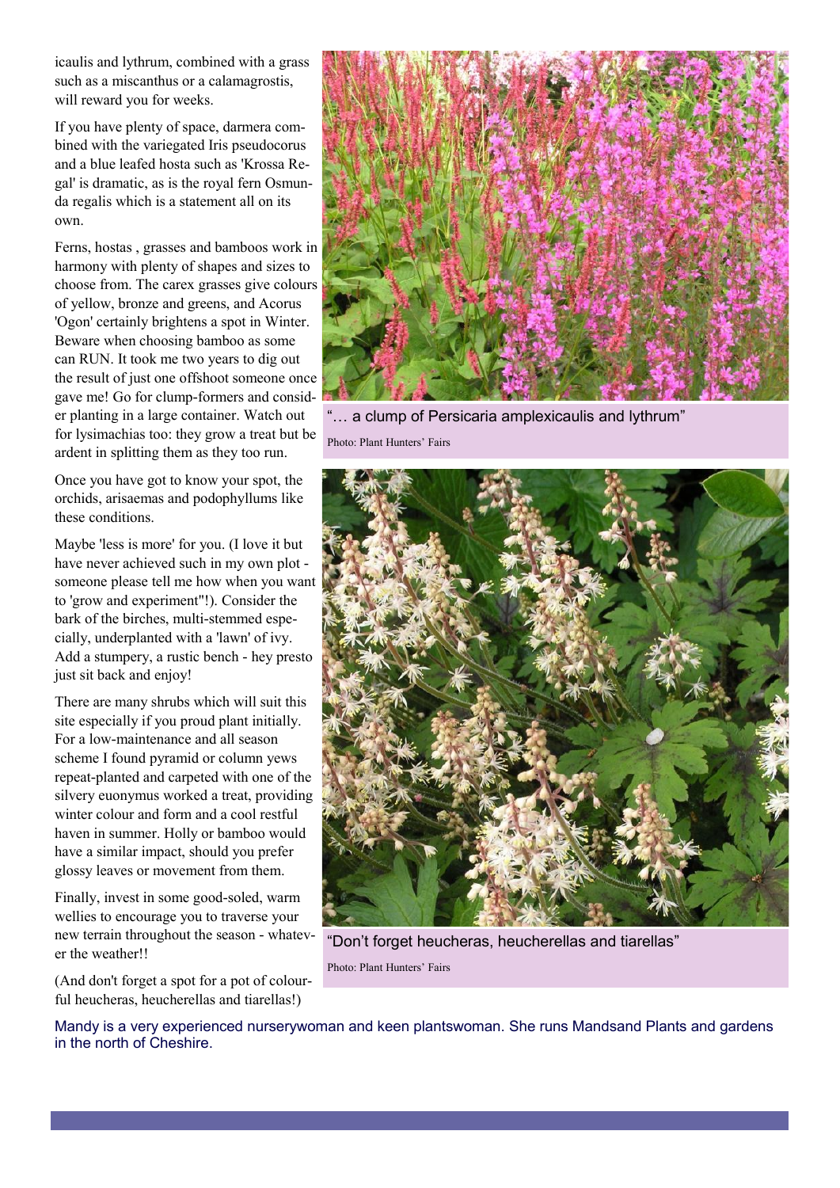icaulis and lythrum, combined with a grass such as a miscanthus or a calamagrostis, will reward you for weeks.

If you have plenty of space, darmera combined with the variegated Iris pseudocorus and a blue leafed hosta such as 'Krossa Regal' is dramatic, as is the royal fern Osmunda regalis which is a statement all on its own.

Ferns, hostas , grasses and bamboos work in harmony with plenty of shapes and sizes to choose from. The carex grasses give colours of yellow, bronze and greens, and Acorus 'Ogon' certainly brightens a spot in Winter. Beware when choosing bamboo as some can RUN. It took me two years to dig out the result of just one offshoot someone once gave me! Go for clump-formers and consider planting in a large container. Watch out for lysimachias too: they grow a treat but be ardent in splitting them as they too run.

Once you have got to know your spot, the orchids, arisaemas and podophyllums like these conditions.

Maybe 'less is more' for you. (I love it but have never achieved such in my own plot - someone please tell me how when you want to 'grow and experiment"!). Consider the bark of the birches, multi-stemmed especially, underplanted with a 'lawn' of ivy. Add a stumpery, a rustic bench - hey presto just sit back and enjoy!

There are many shrubs which will suit this site especially if you proud plant initially. For a low-maintenance and all season scheme I found pyramid or column yews repeat-planted and carpeted with one of the silvery euonymus worked a treat, providing winter colour and form and a cool restful haven in summer. Holly or bamboo would have a similar impact, should you prefer glossy leaves or movement from them.

Finally, invest in some good-soled, warm wellies to encourage you to traverse your new terrain throughout the season - whatever the weather!!

(And don't forget a spot for a pot of colourful heucheras, heucherellas and tiarellas!)

"… a clump of Persicaria amplexicaulis and lythrum"

Photo: Plant Hunters' Fairs

"Don't forget heucheras, heucherellas and tiarellas"

Photo: Plant Hunters' Fairs

Mandy is a very experienced nurserywoman and keen plantswoman. She runs Mandsand Plants and gardens in the north of Cheshire.